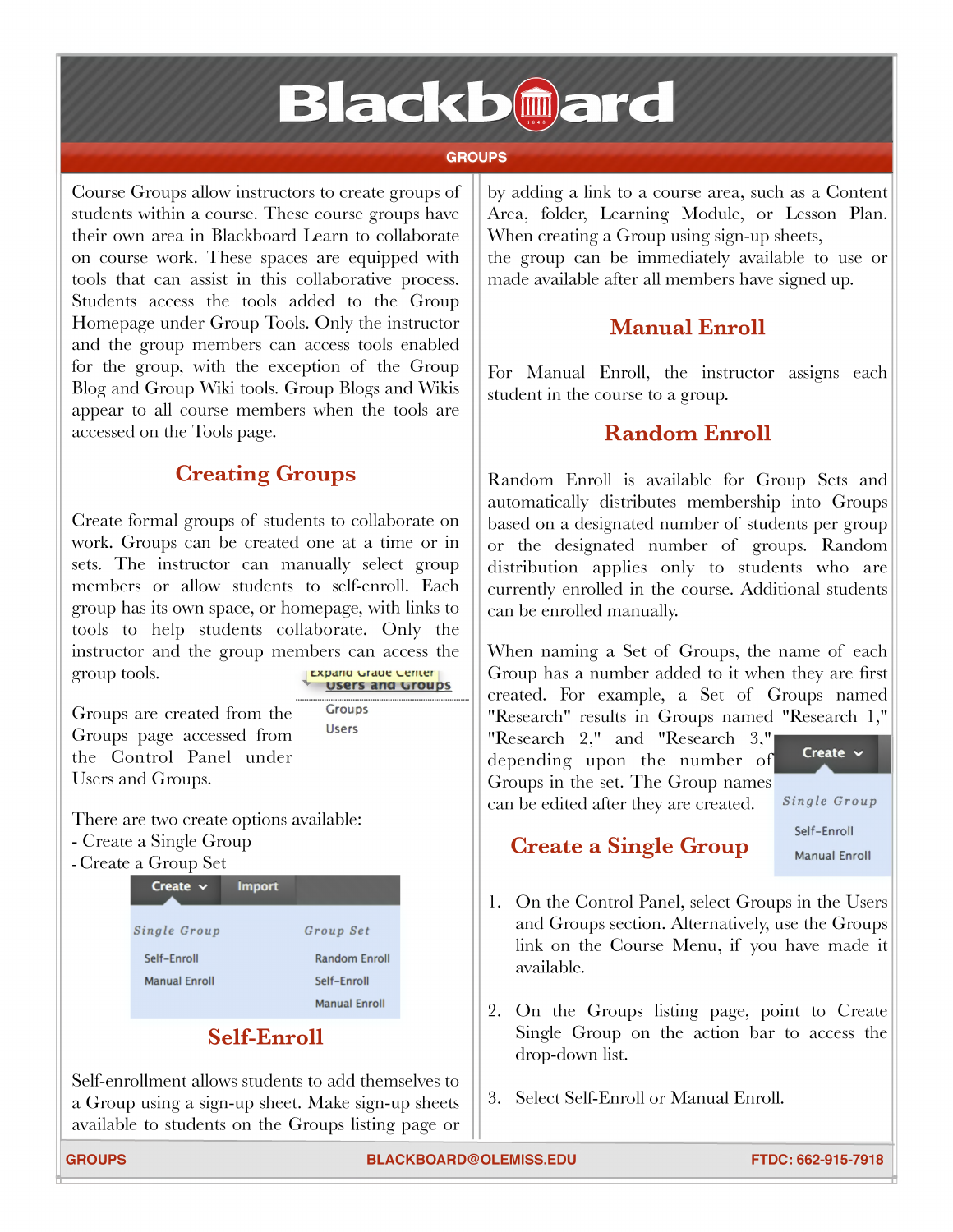# Blackboard

## GROUPS

Course Groups allow instructors to create groups of students within a course. These course groups have their own area in Blackboard Learn to collaborate on course work. These spaces are equipped with tools that can assist in this collaborative process. Students access the tools added to the Group Homepage under Group Tools. Only the instructor and the group members can access tools enabled for the group, with the exception of the Group Blog and Group Wiki tools. Group Blogs and Wikis appear to all course members when the tools are accessed on the Tools page.

## Creating Groups

Create formal groups of students to collaborate on work. Groups can be created one at a time or in sets. The instructor can manually select group members or allow students to self-enroll. Each group has its own space, or homepage, with links to tools to help students collaborate. Only the instructor and the group members can access the group tools.

Groups are created from the Groups page accessed from the Control Panel under Users and Groups.

Expand Grade Center
Users and Groups
Groups
Users

There are two create options available:
- Create a Single Group
- Create a Group Set

Create | Import

*Single Group*
Self-Enroll
Manual Enroll

*Group Set*
Random Enroll
Self-Enroll
Manual Enroll

## Self-Enroll

Self-enrollment allows students to add themselves to a Group using a sign-up sheet. Make sign-up sheets available to students on the Groups listing page or by adding a link to a course area, such as a Content Area, folder, Learning Module, or Lesson Plan. When creating a Group using sign-up sheets, the group can be immediately available to use or made available after all members have signed up.

## Manual Enroll

For Manual Enroll, the instructor assigns each student in the course to a group.

## Random Enroll

Random Enroll is available for Group Sets and automatically distributes membership into Groups based on a designated number of students per group or the designated number of groups. Random distribution applies only to students who are currently enrolled in the course. Additional students can be enrolled manually.

When naming a Set of Groups, the name of each Group has a number added to it when they are first created. For example, a Set of Groups named "Research" results in Groups named "Research 1," "Research 2," and "Research 3," depending upon the number of Groups in the set. The Group names can be edited after they are created.

Create

*Single Group*
Self-Enroll
Manual Enroll

## Create a Single Group

1. On the Control Panel, select Groups in the Users and Groups section. Alternatively, use the Groups link on the Course Menu, if you have made it available.

2. On the Groups listing page, point to Create Single Group on the action bar to access the drop-down list.

3. Select Self-Enroll or Manual Enroll.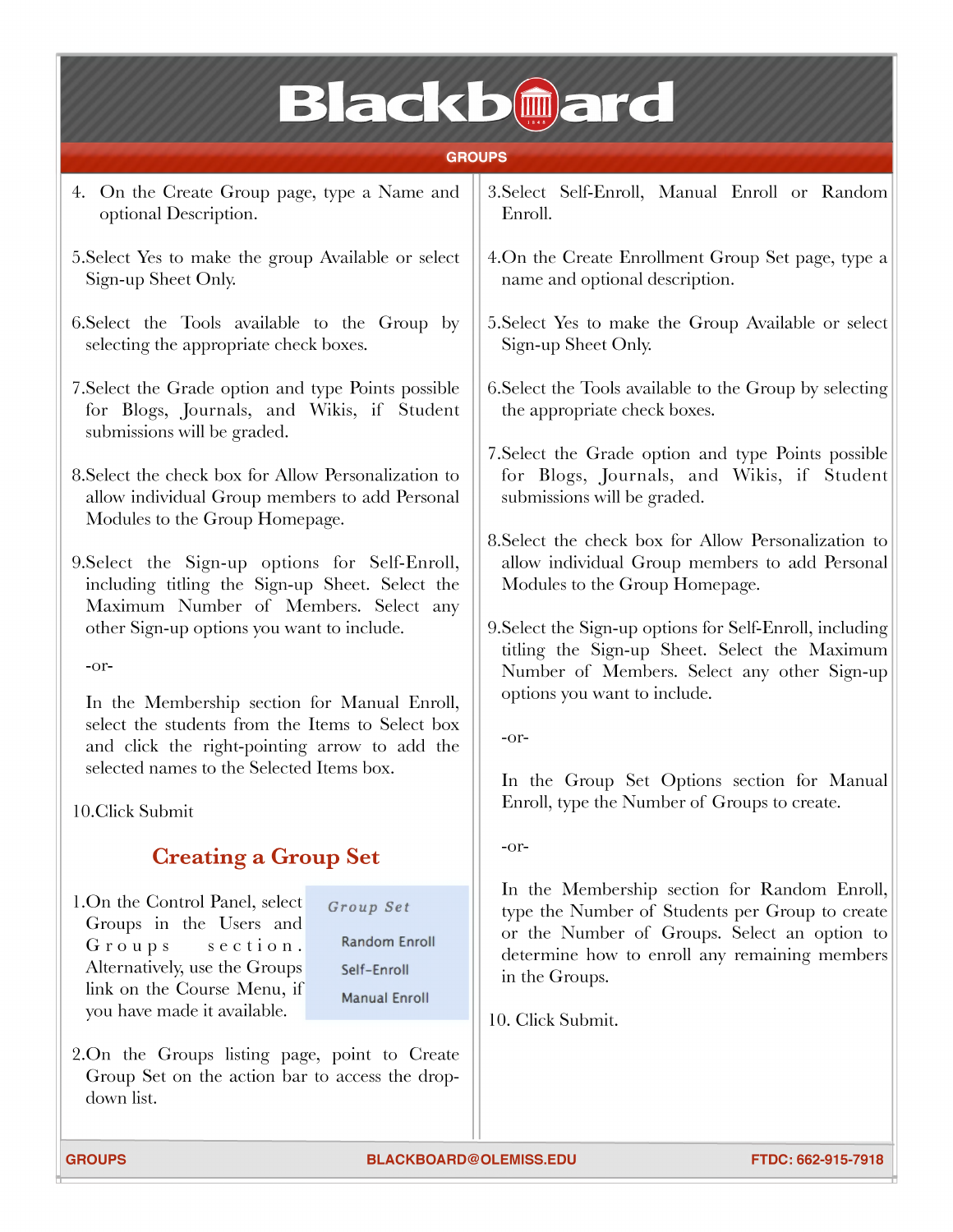4. On the Create Group page, type a Name and optional Description.

5. Select Yes to make the group Available or select Sign-up Sheet Only.

6. Select the Tools available to the Group by selecting the appropriate check boxes.

7. Select the Grade option and type Points possible for Blogs, Journals, and Wikis, if Student submissions will be graded.

8. Select the check box for Allow Personalization to allow individual Group members to add Personal Modules to the Group Homepage.

9. Select the Sign-up options for Self-Enroll, including titling the Sign-up Sheet. Select the Maximum Number of Members. Select any other Sign-up options you want to include.

   -or-

   In the Membership section for Manual Enroll, select the students from the Items to Select box and click the right-pointing arrow to add the selected names to the Selected Items box.

10. Click Submit

## Creating a Group Set

1. On the Control Panel, select Groups in the Users and Groups section. Alternatively, use the Groups link on the Course Menu, if you have made it available.

Group Set

Random Enroll

Self-Enroll

Manual Enroll

2. On the Groups listing page, point to Create Group Set on the action bar to access the drop-down list.

3. Select Self-Enroll, Manual Enroll or Random Enroll.

4. On the Create Enrollment Group Set page, type a name and optional description.

5. Select Yes to make the Group Available or select Sign-up Sheet Only.

6. Select the Tools available to the Group by selecting the appropriate check boxes.

7. Select the Grade option and type Points possible for Blogs, Journals, and Wikis, if Student submissions will be graded.

8. Select the check box for Allow Personalization to allow individual Group members to add Personal Modules to the Group Homepage.

9. Select the Sign-up options for Self-Enroll, including titling the Sign-up Sheet. Select the Maximum Number of Members. Select any other Sign-up options you want to include.

   -or-

   In the Group Set Options section for Manual Enroll, type the Number of Groups to create.

   -or-

   In the Membership section for Random Enroll, type the Number of Students per Group to create or the Number of Groups. Select an option to determine how to enroll any remaining members in the Groups.

10. Click Submit.